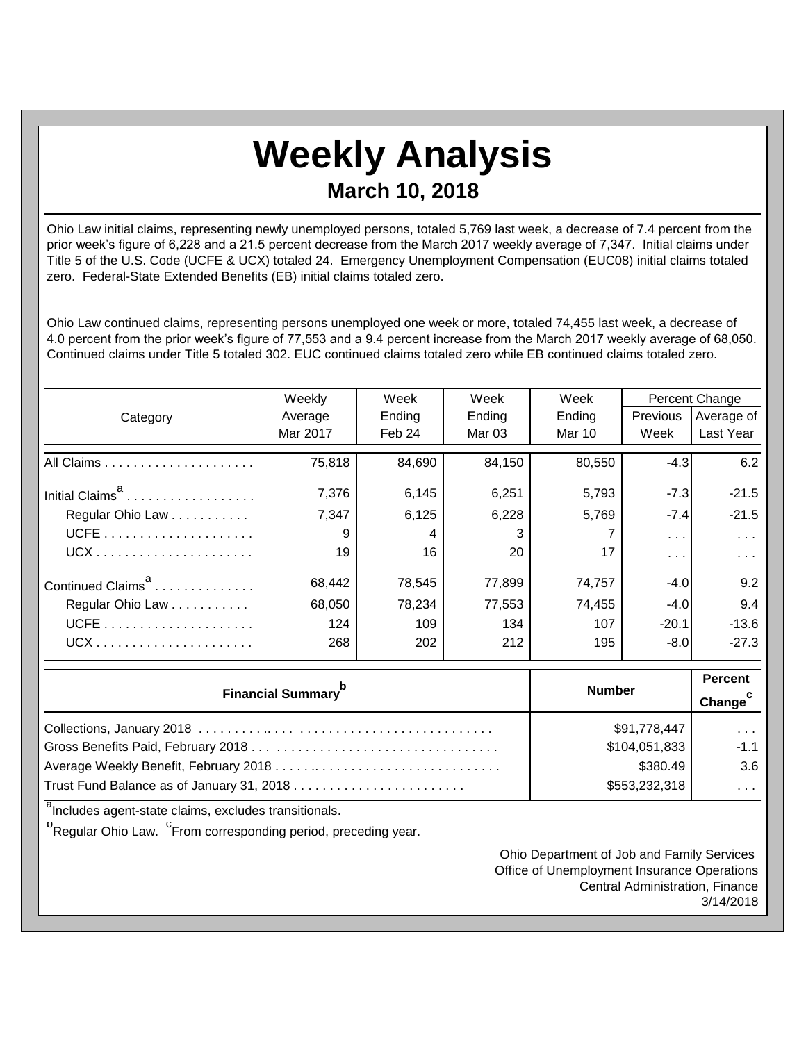# Weekly Analysis

## March 10, 2018

Ohio Law initial claims, representing newly unemployed persons, totaled 5,769 last week, a decrease of 7.4 percent from the prior week's figure of 6,228 and a 21.5 percent decrease from the March 2017 weekly average of 7,347. Initial claims under Title 5 of the U.S. Code (UCFE & UCX) totaled 24. Emergency Unemployment Compensation (EUC08) initial claims totaled zero. Federal-State Extended Benefits (EB) initial claims totaled zero.

Ohio Law continued claims, representing persons unemployed one week or more, totaled 74,455 last week, a decrease of 4.0 percent from the prior week's figure of 77,553 and a 9.4 percent increase from the March 2017 weekly average of 68,050. Continued claims under Title 5 totaled 302. EUC continued claims totaled zero while EB continued claims totaled zero.

| Category | Weekly Average Mar 2017 | Week Ending Feb 24 | Week Ending Mar 03 | Week Ending Mar 10 | Percent Change Previous Week | Percent Change Average of Last Year |
|---|---|---|---|---|---|---|
| All Claims | 75,818 | 84,690 | 84,150 | 80,550 | -4.3 | 6.2 |
| Initial Claims[a] | 7,376 | 6,145 | 6,251 | 5,793 | -7.3 | -21.5 |
| Regular Ohio Law | 7,347 | 6,125 | 6,228 | 5,769 | -7.4 | -21.5 |
| UCFE | 9 | 4 | 3 | 7 | . . . | . . . |
| UCX | 19 | 16 | 20 | 17 | . . . | . . . |
| Continued Claims[a] | 68,442 | 78,545 | 77,899 | 74,757 | -4.0 | 9.2 |
| Regular Ohio Law | 68,050 | 78,234 | 77,553 | 74,455 | -4.0 | 9.4 |
| UCFE | 124 | 109 | 134 | 107 | -20.1 | -13.6 |
| UCX | 268 | 202 | 212 | 195 | -8.0 | -27.3 |

| Financial Summary[b] | Number | Percent Change[c] |
|---|---|---|
| Collections, January 2018 | $91,778,447 | . . . |
| Gross Benefits Paid, February 2018 | $104,051,833 | -1.1 |
| Average Weekly Benefit, February 2018 | $380.49 | 3.6 |
| Trust Fund Balance as of January 31, 2018 | $553,232,318 | . . . |

[a]Includes agent-state claims, excludes transitionals.

[b]Regular Ohio Law. [c]From corresponding period, preceding year.

Ohio Department of Job and Family Services
Office of Unemployment Insurance Operations
Central Administration, Finance
3/14/2018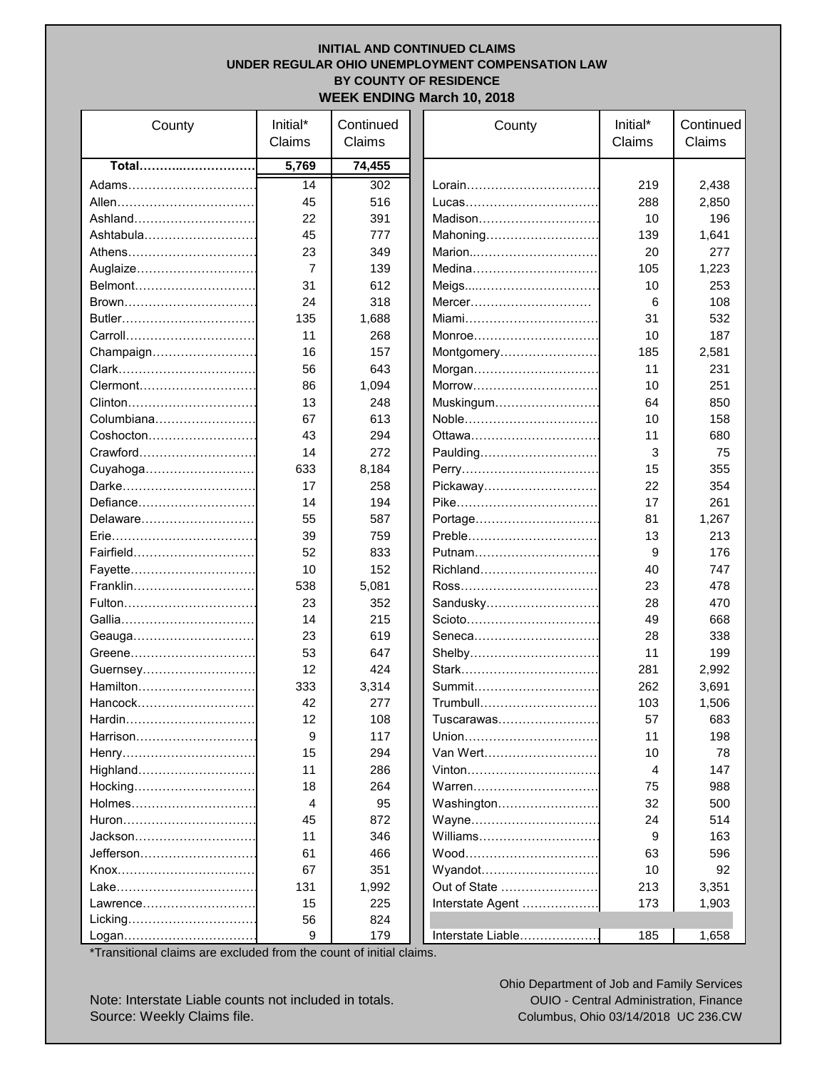**INITIAL AND CONTINUED CLAIMS**
**UNDER REGULAR OHIO UNEMPLOYMENT COMPENSATION LAW**
**BY COUNTY OF RESIDENCE**
**WEEK ENDING March 10, 2018**

| County | Initial* Claims | Continued Claims | County | Initial* Claims | Continued Claims |
|---|---|---|---|---|---|
| **Total** | **5,769** | **74,455** | | | |
| Adams | 14 | 302 | Lorain | 219 | 2,438 |
| Allen | 45 | 516 | Lucas | 288 | 2,850 |
| Ashland | 22 | 391 | Madison | 10 | 196 |
| Ashtabula | 45 | 777 | Mahoning | 139 | 1,641 |
| Athens | 23 | 349 | Marion | 20 | 277 |
| Auglaize | 7 | 139 | Medina | 105 | 1,223 |
| Belmont | 31 | 612 | Meigs | 10 | 253 |
| Brown | 24 | 318 | Mercer | 6 | 108 |
| Butler | 135 | 1,688 | Miami | 31 | 532 |
| Carroll | 11 | 268 | Monroe | 10 | 187 |
| Champaign | 16 | 157 | Montgomery | 185 | 2,581 |
| Clark | 56 | 643 | Morgan | 11 | 231 |
| Clermont | 86 | 1,094 | Morrow | 10 | 251 |
| Clinton | 13 | 248 | Muskingum | 64 | 850 |
| Columbiana | 67 | 613 | Noble | 10 | 158 |
| Coshocton | 43 | 294 | Ottawa | 11 | 680 |
| Crawford | 14 | 272 | Paulding | 3 | 75 |
| Cuyahoga | 633 | 8,184 | Perry | 15 | 355 |
| Darke | 17 | 258 | Pickaway | 22 | 354 |
| Defiance | 14 | 194 | Pike | 17 | 261 |
| Delaware | 55 | 587 | Portage | 81 | 1,267 |
| Erie | 39 | 759 | Preble | 13 | 213 |
| Fairfield | 52 | 833 | Putnam | 9 | 176 |
| Fayette | 10 | 152 | Richland | 40 | 747 |
| Franklin | 538 | 5,081 | Ross | 23 | 478 |
| Fulton | 23 | 352 | Sandusky | 28 | 470 |
| Gallia | 14 | 215 | Scioto | 49 | 668 |
| Geauga | 23 | 619 | Seneca | 28 | 338 |
| Greene | 53 | 647 | Shelby | 11 | 199 |
| Guernsey | 12 | 424 | Stark | 281 | 2,992 |
| Hamilton | 333 | 3,314 | Summit | 262 | 3,691 |
| Hancock | 42 | 277 | Trumbull | 103 | 1,506 |
| Hardin | 12 | 108 | Tuscarawas | 57 | 683 |
| Harrison | 9 | 117 | Union | 11 | 198 |
| Henry | 15 | 294 | Van Wert | 10 | 78 |
| Highland | 11 | 286 | Vinton | 4 | 147 |
| Hocking | 18 | 264 | Warren | 75 | 988 |
| Holmes | 4 | 95 | Washington | 32 | 500 |
| Huron | 45 | 872 | Wayne | 24 | 514 |
| Jackson | 11 | 346 | Williams | 9 | 163 |
| Jefferson | 61 | 466 | Wood | 63 | 596 |
| Knox | 67 | 351 | Wyandot | 10 | 92 |
| Lake | 131 | 1,992 | Out of State | 213 | 3,351 |
| Lawrence | 15 | 225 | Interstate Agent | 173 | 1,903 |
| Licking | 56 | 824 | | | |
| Logan | 9 | 179 | Interstate Liable | 185 | 1,658 |

*Transitional claims are excluded from the count of initial claims.

Note: Interstate Liable counts not included in totals.
Source: Weekly Claims file.

Ohio Department of Job and Family Services
OUIO - Central Administration, Finance
Columbus, Ohio 03/14/2018 UC 236.CW